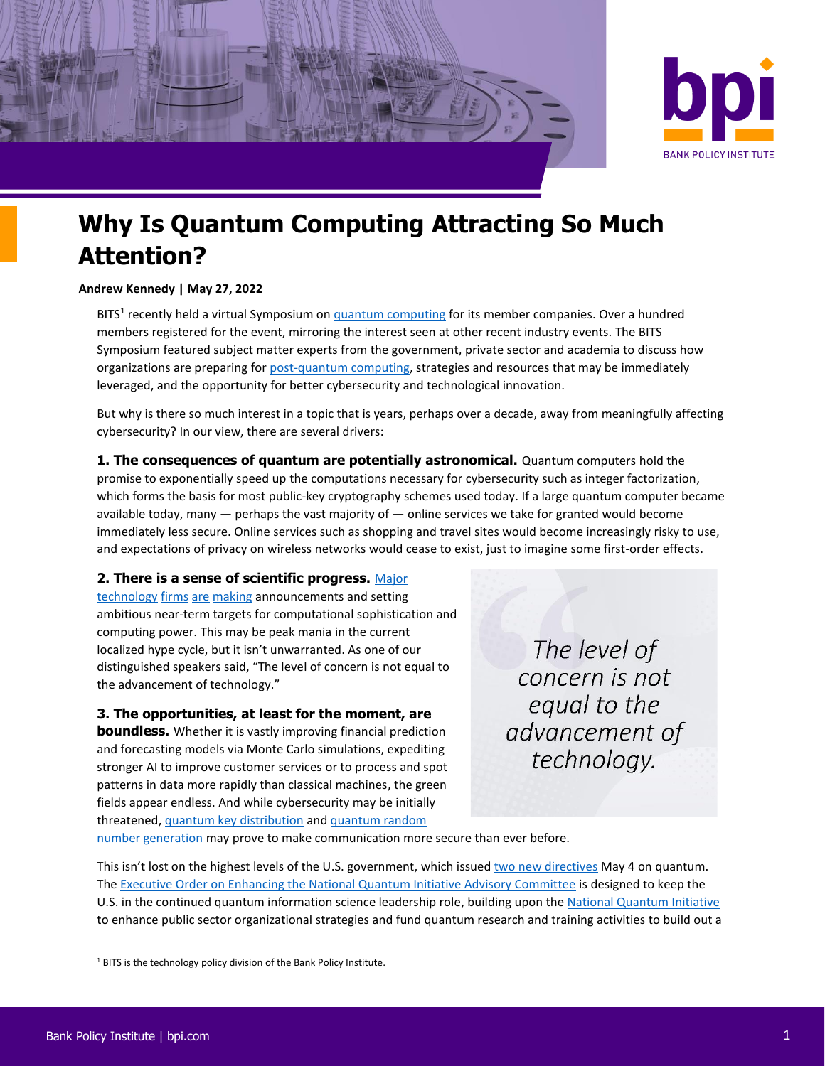# Why Is Quantum Computing Attracting So Much Attention?

**Andrew Kennedy | May 27, 2022**

BITS[1] recently held a virtual Symposium on quantum computing for its member companies. Over a hundred members registered for the event, mirroring the interest seen at other recent industry events. The BITS Symposium featured subject matter experts from the government, private sector and academia to discuss how organizations are preparing for post-quantum computing, strategies and resources that may be immediately leveraged, and the opportunity for better cybersecurity and technological innovation.

But why is there so much interest in a topic that is years, perhaps over a decade, away from meaningfully affecting cybersecurity? In our view, there are several drivers:

**1. The consequences of quantum are potentially astronomical.** Quantum computers hold the promise to exponentially speed up the computations necessary for cybersecurity such as integer factorization, which forms the basis for most public-key cryptography schemes used today. If a large quantum computer became available today, many — perhaps the vast majority of — online services we take for granted would become immediately less secure. Online services such as shopping and travel sites would become increasingly risky to use, and expectations of privacy on wireless networks would cease to exist, just to imagine some first-order effects.

**2. There is a sense of scientific progress.** Major technology firms are making announcements and setting ambitious near-term targets for computational sophistication and computing power. This may be peak mania in the current localized hype cycle, but it isn't unwarranted. As one of our distinguished speakers said, "The level of concern is not equal to the advancement of technology."

> *The level of concern is not equal to the advancement of technology.*

**3. The opportunities, at least for the moment, are boundless.** Whether it is vastly improving financial prediction and forecasting models via Monte Carlo simulations, expediting stronger AI to improve customer services or to process and spot patterns in data more rapidly than classical machines, the green fields appear endless. And while cybersecurity may be initially threatened, quantum key distribution and quantum random number generation may prove to make communication more secure than ever before.

This isn't lost on the highest levels of the U.S. government, which issued two new directives May 4 on quantum. The Executive Order on Enhancing the National Quantum Initiative Advisory Committee is designed to keep the U.S. in the continued quantum information science leadership role, building upon the National Quantum Initiative to enhance public sector organizational strategies and fund quantum research and training activities to build out a

[1] BITS is the technology policy division of the Bank Policy Institute.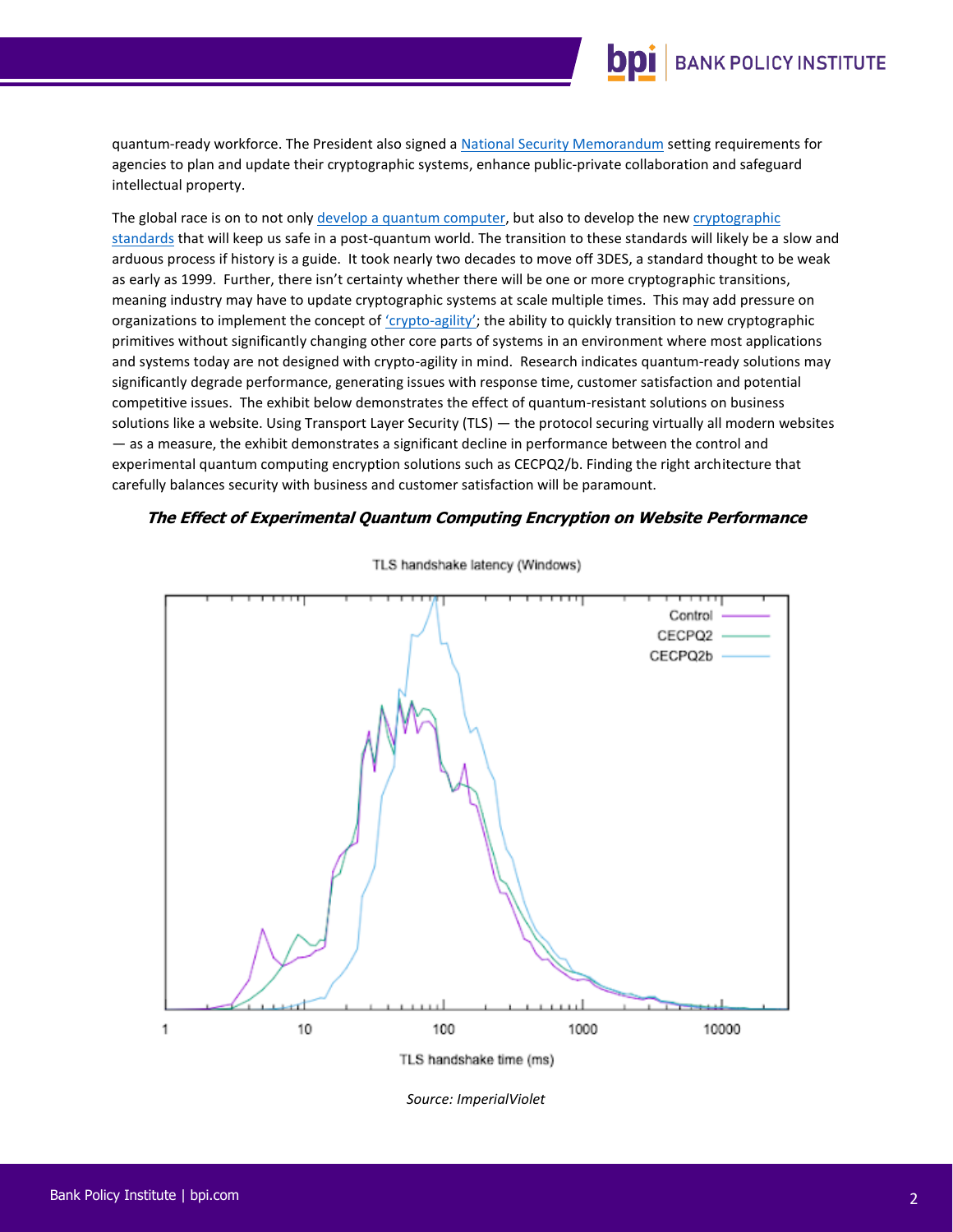quantum-ready workforce. The President also signed a National Security Memorandum setting requirements for agencies to plan and update their cryptographic systems, enhance public-private collaboration and safeguard intellectual property.

The global race is on to not only develop a quantum computer, but also to develop the new cryptographic standards that will keep us safe in a post-quantum world. The transition to these standards will likely be a slow and arduous process if history is a guide. It took nearly two decades to move off 3DES, a standard thought to be weak as early as 1999. Further, there isn't certainty whether there will be one or more cryptographic transitions, meaning industry may have to update cryptographic systems at scale multiple times. This may add pressure on organizations to implement the concept of 'crypto-agility'; the ability to quickly transition to new cryptographic primitives without significantly changing other core parts of systems in an environment where most applications and systems today are not designed with crypto-agility in mind. Research indicates quantum-ready solutions may significantly degrade performance, generating issues with response time, customer satisfaction and potential competitive issues. The exhibit below demonstrates the effect of quantum-resistant solutions on business solutions like a website. Using Transport Layer Security (TLS) — the protocol securing virtually all modern websites — as a measure, the exhibit demonstrates a significant decline in performance between the control and experimental quantum computing encryption solutions such as CECPQ2/b. Finding the right architecture that carefully balances security with business and customer satisfaction will be paramount.

***The Effect of Experimental Quantum Computing Encryption on Website Performance***

TLS handshake latency (Windows)

Control | CECPQ2 | CECPQ2b

TLS handshake time (ms)

*Source: ImperialViolet*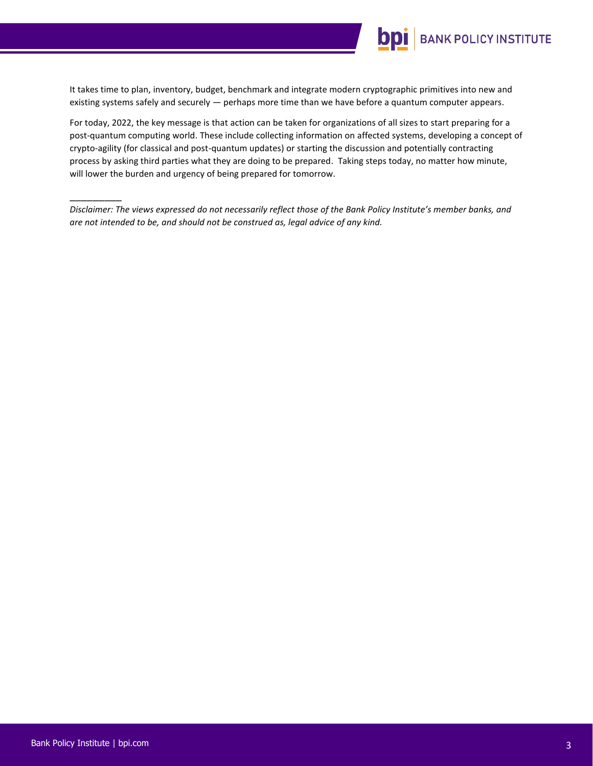It takes time to plan, inventory, budget, benchmark and integrate modern cryptographic primitives into new and existing systems safely and securely — perhaps more time than we have before a quantum computer appears.

For today, 2022, the key message is that action can be taken for organizations of all sizes to start preparing for a post-quantum computing world. These include collecting information on affected systems, developing a concept of crypto-agility (for classical and post-quantum updates) or starting the discussion and potentially contracting process by asking third parties what they are doing to be prepared. Taking steps today, no matter how minute, will lower the burden and urgency of being prepared for tomorrow.

___________

*Disclaimer: The views expressed do not necessarily reflect those of the Bank Policy Institute's member banks, and are not intended to be, and should not be construed as, legal advice of any kind.*